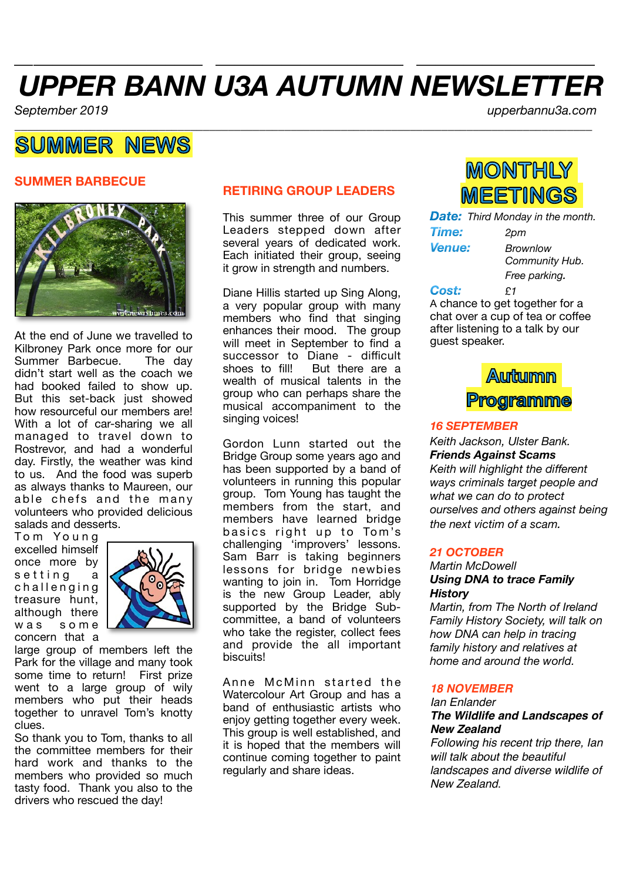# UPPER BANN U3A AUTUMN NEWSLETTER

*September 2019*

*upperbannu3a.com*

## SUMMER NEWS

### SUMMER BARBECUE

At the end of June we travelled to Kilbroney Park once more for our Summer Barbecue. The day didn't start well as the coach we had booked failed to show up. But this set-back just showed how resourceful our members are! With a lot of car-sharing we all managed to travel down to Rostrevor, and had a wonderful day. Firstly, the weather was kind to us. And the food was superb as always thanks to Maureen, our able chefs and the many volunteers who provided delicious salads and desserts.

Tom Young excelled himself once more by setting a challenging treasure hunt, although there was some concern that a large group of members left the Park for the village and many took some time to return! First prize went to a large group of wily members who put their heads together to unravel Tom's knotty clues.

So thank you to Tom, thanks to all the committee members for their hard work and thanks to the members who provided so much tasty food. Thank you also to the drivers who rescued the day!

### RETIRING GROUP LEADERS

This summer three of our Group Leaders stepped down after several years of dedicated work. Each initiated their group, seeing it grow in strength and numbers.

Diane Hillis started up Sing Along, a very popular group with many members who find that singing enhances their mood. The group will meet in September to find a successor to Diane - difficult shoes to fill! But there are a wealth of musical talents in the group who can perhaps share the musical accompaniment to the singing voices!

Gordon Lunn started out the Bridge Group some years ago and has been supported by a band of volunteers in running this popular group. Tom Young has taught the members from the start, and members have learned bridge basics right up to Tom's challenging 'improvers' lessons. Sam Barr is taking beginners lessons for bridge newbies wanting to join in. Tom Horridge is the new Group Leader, ably supported by the Bridge Sub-committee, a band of volunteers who take the register, collect fees and provide the all important biscuits!

Anne McMinn started the Watercolour Art Group and has a band of enthusiastic artists who enjoy getting together every week. This group is well established, and it is hoped that the members will continue coming together to paint regularly and share ideas.

## MONTHLY MEETINGS

***Date:*** *Third Monday in the month.*

***Time:*** *2pm*

***Venue:*** *Brownlow Community Hub. Free parking.*

***Cost:*** *£1*

A chance to get together for a chat over a cup of tea or coffee after listening to a talk by our guest speaker.

## Autumn Programme

***16 SEPTEMBER***

*Keith Jackson, Ulster Bank.*

***Friends Against Scams***

*Keith will highlight the different ways criminals target people and what we can do to protect ourselves and others against being the next victim of a scam.*

***21 OCTOBER***

*Martin McDowell*

***Using DNA to trace Family History***

*Martin, from The North of Ireland Family History Society, will talk on how DNA can help in tracing family history and relatives at home and around the world.*

***18 NOVEMBER***

*Ian Enlander*

***The Wildlife and Landscapes of New Zealand***

*Following his recent trip there, Ian will talk about the beautiful landscapes and diverse wildlife of New Zealand.*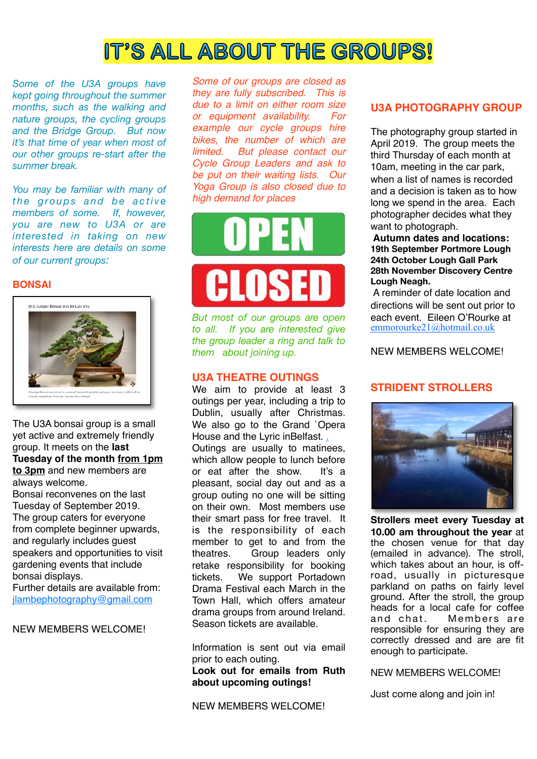# IT'S ALL ABOUT THE GROUPS!

*Some of the U3A groups have kept going throughout the summer months, such as the walking and nature groups, the cycling groups and the Bridge Group. But now it's that time of year when most of our other groups re-start after the summer break.*

*You may be familiar with many of the groups and be active members of some. If, however, you are new to U3A or are interested in taking on new interests here are details on some of our current groups:*

## BONSAI

The U3A bonsai group is a small yet active and extremely friendly group. It meets on the **last Tuesday of the month <u>from 1pm to 3pm</u>** and new members are always welcome.
Bonsai reconvenes on the last Tuesday of September 2019.
The group caters for everyone from complete beginner upwards, and regularly includes guest speakers and opportunities to visit gardening events that include bonsai displays.
Further details are available from: jlambephotography@gmail.com

NEW MEMBERS WELCOME!

*Some of our groups are closed as they are fully subscribed. This is due to a limit on either room size or equipment availability. For example our cycle groups hire bikes, the number of which are limited. But please contact our Cycle Group Leaders and ask to be put on their waiting lists. Our Yoga Group is also closed due to high demand for places*

OPEN

CLOSED

*But most of our groups are open to all. If you are interested give the group leader a ring and talk to them about joining up.*

## U3A THEATRE OUTINGS

We aim to provide at least 3 outings per year, including a trip to Dublin, usually after Christmas. We also go to the Grand `Opera House and the Lyric inBelfast. .
Outings are usually to matinees, which allow people to lunch before or eat after the show. It's a pleasant, social day out and as a group outing no one will be sitting on their own. Most members use their smart pass for free travel. It is the responsibility of each member to get to and from the theatres. Group leaders only retake responsibility for booking tickets. We support Portadown Drama Festival each March in the Town Hall, which offers amateur drama groups from around Ireland. Season tickets are available.

Information is sent out via email prior to each outing.
**Look out for emails from Ruth about upcoming outings!**

NEW MEMBERS WELCOME!

## U3A PHOTOGRAPHY GROUP

The photography group started in April 2019. The group meets the third Thursday of each month at 10am, meeting in the car park, when a list of names is recorded and a decision is taken as to how long we spend in the area. Each photographer decides what they want to photograph.

**Autumn dates and locations:**
**19th September Portmore Lough**
**24th October Lough Gall Park**
**28th November Discovery Centre Lough Neagh.**

A reminder of date location and directions will be sent out prior to each event. Eileen O'Rourke at emmorourke21@hotmail.co.uk

NEW MEMBERS WELCOME!

## STRIDENT STROLLERS

**Strollers meet every Tuesday at 10.00 am throughout the year** at the chosen venue for that day (emailed in advance). The stroll, which takes about an hour, is off-road, usually in picturesque parkland on paths on fairly level ground. After the stroll, the group heads for a local cafe for coffee and chat. Members are responsible for ensuring they are correctly dressed and are are fit enough to participate.

NEW MEMBERS WELCOME!

Just come along and join in!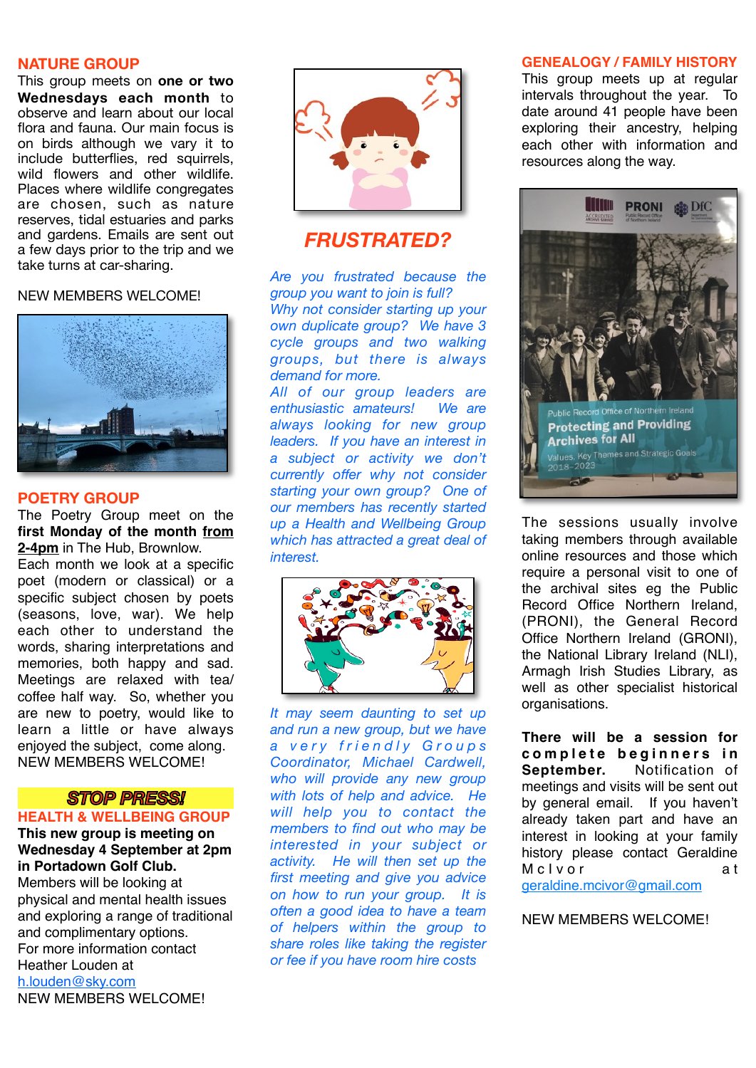## NATURE GROUP

This group meets on **one or two Wednesdays each month** to observe and learn about our local flora and fauna. Our main focus is on birds although we vary it to include butterflies, red squirrels, wild flowers and other wildlife. Places where wildlife congregates are chosen, such as nature reserves, tidal estuaries and parks and gardens. Emails are sent out a few days prior to the trip and we take turns at car-sharing.

NEW MEMBERS WELCOME!

## POETRY GROUP

The Poetry Group meet on the **first Monday of the month from 2-4pm** in The Hub, Brownlow. Each month we look at a specific poet (modern or classical) or a specific subject chosen by poets (seasons, love, war). We help each other to understand the words, sharing interpretations and memories, both happy and sad. Meetings are relaxed with tea/coffee half way. So, whether you are new to poetry, would like to learn a little or have always enjoyed the subject, come along.

NEW MEMBERS WELCOME!

***STOP PRESS!***

## HEALTH & WELLBEING GROUP

**This new group is meeting on Wednesday 4 September at 2pm in Portadown Golf Club.**

Members will be looking at physical and mental health issues and exploring a range of traditional and complimentary options.

For more information contact Heather Louden at h.louden@sky.com

NEW MEMBERS WELCOME!

## *FRUSTRATED?*

*Are you frustrated because the group you want to join is full? Why not consider starting up your own duplicate group? We have 3 cycle groups and two walking groups, but there is always demand for more.*

*All of our group leaders are enthusiastic amateurs! We are always looking for new group leaders. If you have an interest in a subject or activity we don't currently offer why not consider starting your own group? One of our members has recently started up a Health and Wellbeing Group which has attracted a great deal of interest.*

*It may seem daunting to set up and run a new group, but we have a very friendly Groups Coordinator, Michael Cardwell, who will provide any new group with lots of help and advice. He will help you to contact the members to find out who may be interested in your subject or activity. He will then set up the first meeting and give you advice on how to run your group. It is often a good idea to have a team of helpers within the group to share roles like taking the register or fee if you have room hire costs*

## GENEALOGY / FAMILY HISTORY

This group meets up at regular intervals throughout the year. To date around 41 people have been exploring their ancestry, helping each other with information and resources along the way.

The sessions usually involve taking members through available online resources and those which require a personal visit to one of the archival sites eg the Public Record Office Northern Ireland, (PRONI), the General Record Office Northern Ireland (GRONI), the National Library Ireland (NLI), Armagh Irish Studies Library, as well as other specialist historical organisations.

**There will be a session for complete beginners in September.** Notification of meetings and visits will be sent out by general email. If you haven't already taken part and have an interest in looking at your family history please contact Geraldine McIvor at geraldine.mcivor@gmail.com

NEW MEMBERS WELCOME!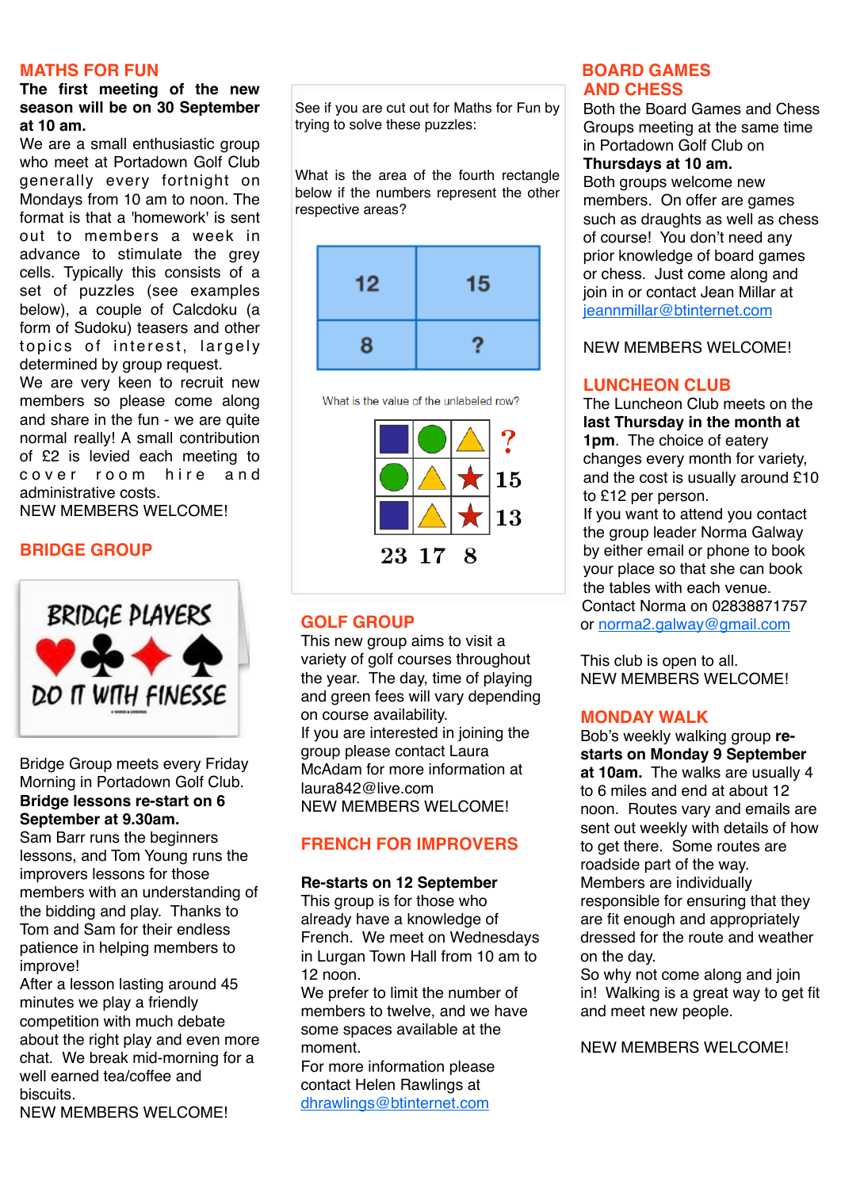## MATHS FOR FUN

**The first meeting of the new season will be on 30 September at 10 am.**

We are a small enthusiastic group who meet at Portadown Golf Club generally every fortnight on Mondays from 10 am to noon. The format is that a 'homework' is sent out to members a week in advance to stimulate the grey cells. Typically this consists of a set of puzzles (see examples below), a couple of Calcdoku (a form of Sudoku) teasers and other topics of interest, largely determined by group request.

We are very keen to recruit new members so please come along and share in the fun - we are quite normal really! A small contribution of £2 is levied each meeting to cover room hire and administrative costs.

NEW MEMBERS WELCOME!

See if you are cut out for Maths for Fun by trying to solve these puzzles:

What is the area of the fourth rectangle below if the numbers represent the other respective areas?

| 12 | 15 |
|---|---|
| 8 | ? |

What is the value of the unlabeled row?

| | | | |
|---|---|---|---|
| Square | Circle | Triangle | ? |
| Circle | Triangle | Star | 15 |
| Square | Triangle | Star | 13 |
| 23 | 17 | 8 | |

## BRIDGE GROUP

BRIDGE PLAYERS ♥ ♣ ♦ ♠ DO IT WITH FINESSE

Bridge Group meets every Friday Morning in Portadown Golf Club.

**Bridge lessons re-start on 6 September at 9.30am.**

Sam Barr runs the beginners lessons, and Tom Young runs the improvers lessons for those members with an understanding of the bidding and play. Thanks to Tom and Sam for their endless patience in helping members to improve!

After a lesson lasting around 45 minutes we play a friendly competition with much debate about the right play and even more chat. We break mid-morning for a well earned tea/coffee and biscuits.

NEW MEMBERS WELCOME!

## GOLF GROUP

This new group aims to visit a variety of golf courses throughout the year. The day, time of playing and green fees will vary depending on course availability.

If you are interested in joining the group please contact Laura McAdam for more information at laura842@live.com

NEW MEMBERS WELCOME!

## FRENCH FOR IMPROVERS

**Re-starts on 12 September**

This group is for those who already have a knowledge of French. We meet on Wednesdays in Lurgan Town Hall from 10 am to 12 noon.

We prefer to limit the number of members to twelve, and we have some spaces available at the moment.

For more information please contact Helen Rawlings at dhrawlings@btinternet.com

## BOARD GAMES AND CHESS

Both the Board Games and Chess Groups meeting at the same time in Portadown Golf Club on **Thursdays at 10 am.**

Both groups welcome new members. On offer are games such as draughts as well as chess of course! You don't need any prior knowledge of board games or chess. Just come along and join in or contact Jean Millar at jeannmillar@btinternet.com

NEW MEMBERS WELCOME!

## LUNCHEON CLUB

The Luncheon Club meets on the **last Thursday in the month at 1pm**. The choice of eatery changes every month for variety, and the cost is usually around £10 to £12 per person.

If you want to attend you contact the group leader Norma Galway by either email or phone to book your place so that she can book the tables with each venue.

Contact Norma on 02838871757 or norma2.galway@gmail.com

This club is open to all.

NEW MEMBERS WELCOME!

## MONDAY WALK

Bob's weekly walking group **re-starts on Monday 9 September at 10am.** The walks are usually 4 to 6 miles and end at about 12 noon. Routes vary and emails are sent out weekly with details of how to get there. Some routes are roadside part of the way.

Members are individually responsible for ensuring that they are fit enough and appropriately dressed for the route and weather on the day.

So why not come along and join in! Walking is a great way to get fit and meet new people.

NEW MEMBERS WELCOME!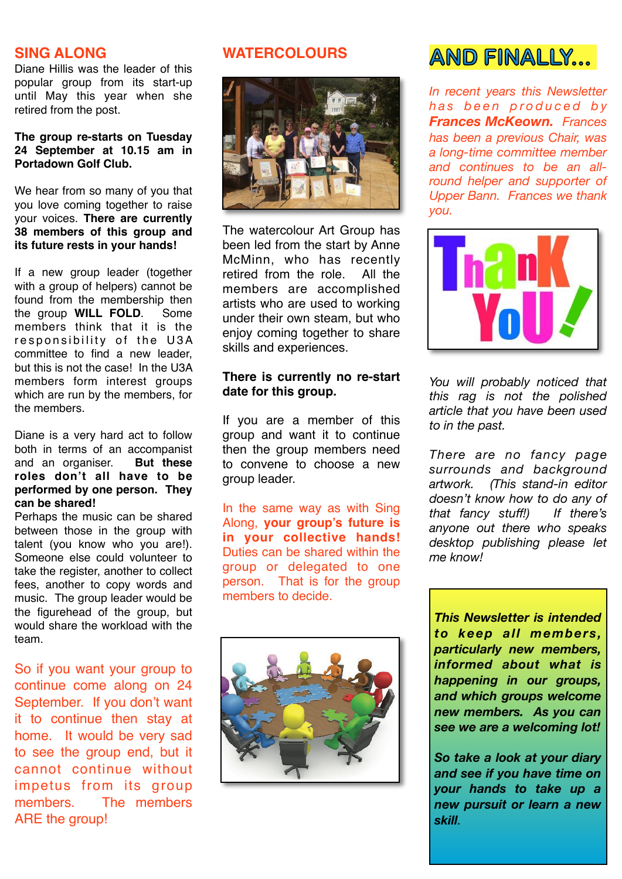## SING ALONG

Diane Hillis was the leader of this popular group from its start-up until May this year when she retired from the post.

**The group re-starts on Tuesday 24 September at 10.15 am in Portadown Golf Club.**

We hear from so many of you that you love coming together to raise your voices. **There are currently 38 members of this group and its future rests in your hands!**

If a new group leader (together with a group of helpers) cannot be found from the membership then the group **WILL FOLD**. Some members think that it is the responsibility of the U3A committee to find a new leader, but this is not the case! In the U3A members form interest groups which are run by the members, for the members.

Diane is a very hard act to follow both in terms of an accompanist and an organiser. **But these roles don't all have to be performed by one person. They can be shared!**
Perhaps the music can be shared between those in the group with talent (you know who you are!). Someone else could volunteer to take the register, another to collect fees, another to copy words and music. The group leader would be the figurehead of the group, but would share the workload with the team.

So if you want your group to continue come along on 24 September. If you don't want it to continue then stay at home. It would be very sad to see the group end, but it cannot continue without impetus from its group members. The members ARE the group!

## WATERCOLOURS

The watercolour Art Group has been led from the start by Anne McMinn, who has recently retired from the role. All the members are accomplished artists who are used to working under their own steam, but who enjoy coming together to share skills and experiences.

**There is currently no re-start date for this group.**

If you are a member of this group and want it to continue then the group members need to convene to choose a new group leader.

In the same way as with Sing Along, **your group's future is in your collective hands!** Duties can be shared within the group or delegated to one person. That is for the group members to decide.

## AND FINALLY...

*In recent years this Newsletter has been produced by* ***Frances McKeown.*** *Frances has been a previous Chair, was a long-time committee member and continues to be an all-round helper and supporter of Upper Bann. Frances we thank you.*

*You will probably noticed that this rag is not the polished article that you have been used to in the past.*

*There are no fancy page surrounds and background artwork. (This stand-in editor doesn't know how to do any of that fancy stuff!) If there's anyone out there who speaks desktop publishing please let me know!*

***This Newsletter is intended to keep all members, particularly new members, informed about what is happening in our groups, and which groups welcome new members. As you can see we are a welcoming lot!***

***So take a look at your diary and see if you have time on your hands to take up a new pursuit or learn a new skill.***